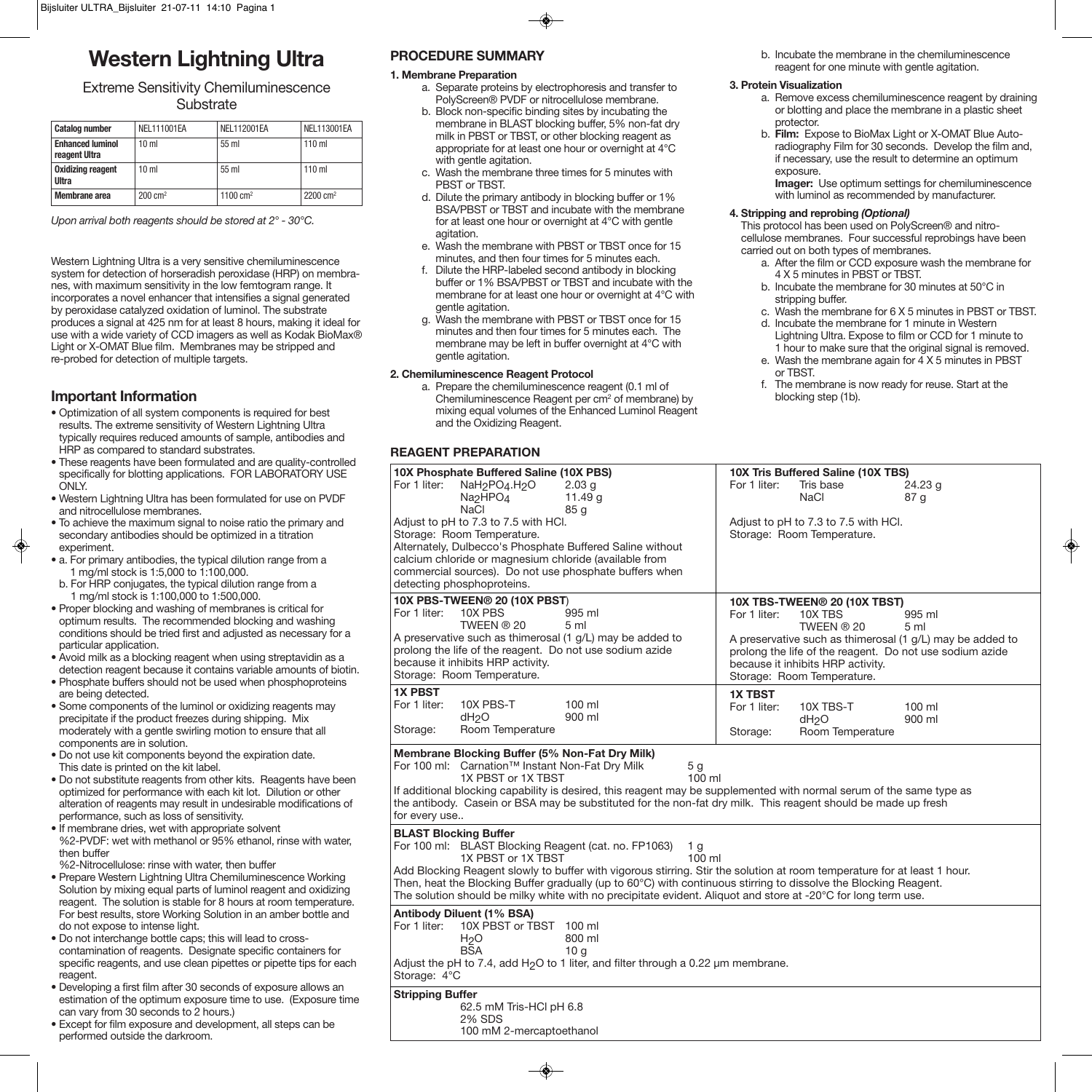# Western Lightning Ultra

Extreme Sensitivity Chemiluminescence Substrate

| Catalog number | NEL111001EA | NEL112001EA | NEL113001EA |
|---|---|---|---|
| Enhanced luminol reagent Ultra | 10 ml | 55 ml | 110 ml |
| Oxidizing reagent Ultra | 10 ml | 55 ml | 110 ml |
| Membrane area | 200 $cm^2$ | 1100 $cm^2$ | 2200 $cm^2$ |

*Upon arrival both reagents should be stored at 2° - 30°C.*

Western Lightning Ultra is a very sensitive chemiluminescence system for detection of horseradish peroxidase (HRP) on membranes, with maximum sensitivity in the low femtogram range. It incorporates a novel enhancer that intensifies a signal generated by peroxidase catalyzed oxidation of luminol. The substrate produces a signal at 425 nm for at least 8 hours, making it ideal for use with a wide variety of CCD imagers as well as Kodak BioMax® Light or X-OMAT Blue film. Membranes may be stripped and re-probed for detection of multiple targets.

## Important Information

- Optimization of all system components is required for best results. The extreme sensitivity of Western Lightning Ultra typically requires reduced amounts of sample, antibodies and HRP as compared to standard substrates.
- These reagents have been formulated and are quality-controlled specifically for blotting applications. FOR LABORATORY USE ONLY.
- Western Lightning Ultra has been formulated for use on PVDF and nitrocellulose membranes.
- To achieve the maximum signal to noise ratio the primary and secondary antibodies should be optimized in a titration experiment.
- a. For primary antibodies, the typical dilution range from a 1 mg/ml stock is 1:5,000 to 1:100,000.
  b. For HRP conjugates, the typical dilution range from a 1 mg/ml stock is 1:100,000 to 1:500,000.
- Proper blocking and washing of membranes is critical for optimum results. The recommended blocking and washing conditions should be tried first and adjusted as necessary for a particular application.
- Avoid milk as a blocking reagent when using streptavidin as a detection reagent because it contains variable amounts of biotin.
- Phosphate buffers should not be used when phosphoproteins are being detected.
- Some components of the luminol or oxidizing reagents may precipitate if the product freezes during shipping. Mix moderately with a gentle swirling motion to ensure that all components are in solution.
- Do not use kit components beyond the expiration date. This date is printed on the kit label.
- Do not substitute reagents from other kits. Reagents have been optimized for performance with each kit lot. Dilution or other alteration of reagents may result in undesirable modifications of performance, such as loss of sensitivity.
- If membrane dries, wet with appropriate solvent
  %2-PVDF: wet with methanol or 95% ethanol, rinse with water, then buffer
  %2-Nitrocellulose: rinse with water, then buffer
- Prepare Western Lightning Ultra Chemiluminescence Working Solution by mixing equal parts of luminol reagent and oxidizing reagent. The solution is stable for 8 hours at room temperature. For best results, store Working Solution in an amber bottle and do not expose to intense light.
- Do not interchange bottle caps; this will lead to cross-contamination of reagents. Designate specific containers for specific reagents, and use clean pipettes or pipette tips for each reagent.
- Developing a first film after 30 seconds of exposure allows an estimation of the optimum exposure time to use. (Exposure time can vary from 30 seconds to 2 hours.)
- Except for film exposure and development, all steps can be performed outside the darkroom.

## PROCEDURE SUMMARY

**1. Membrane Preparation**

a. Separate proteins by electrophoresis and transfer to PolyScreen® PVDF or nitrocellulose membrane.
b. Block non-specific binding sites by incubating the membrane in BLAST blocking buffer, 5% non-fat dry milk in PBST or TBST, or other blocking reagent as appropriate for at least one hour or overnight at 4°C with gentle agitation.
c. Wash the membrane three times for 5 minutes with PBST or TBST.
d. Dilute the primary antibody in blocking buffer or 1% BSA/PBST or TBST and incubate with the membrane for at least one hour or overnight at 4°C with gentle agitation.
e. Wash the membrane with PBST or TBST once for 15 minutes, and then four times for 5 minutes each.
f. Dilute the HRP-labeled second antibody in blocking buffer or 1% BSA/PBST or TBST and incubate with the membrane for at least one hour or overnight at 4°C with gentle agitation.
g. Wash the membrane with PBST or TBST once for 15 minutes and then four times for 5 minutes each. The membrane may be left in buffer overnight at 4°C with gentle agitation.

**2. Chemiluminescence Reagent Protocol**

a. Prepare the chemiluminescence reagent (0.1 ml of Chemiluminescence Reagent per $cm^2$ of membrane) by mixing equal volumes of the Enhanced Luminol Reagent and the Oxidizing Reagent.
b. Incubate the membrane in the chemiluminescence reagent for one minute with gentle agitation.

**3. Protein Visualization**

a. Remove excess chemiluminescence reagent by draining or blotting and place the membrane in a plastic sheet protector.
b. **Film:** Expose to BioMax Light or X-OMAT Blue Autoradiography Film for 30 seconds. Develop the film and, if necessary, use the result to determine an optimum exposure.
**Imager:** Use optimum settings for chemiluminescence with luminol as recommended by manufacturer.

**4. Stripping and reprobing *(Optional)***

This protocol has been used on PolyScreen® and nitrocellulose membranes. Four successful reprobings have been carried out on both types of membranes.

a. After the film or CCD exposure wash the membrane for 4 X 5 minutes in PBST or TBST.
b. Incubate the membrane for 30 minutes at 50°C in stripping buffer.
c. Wash the membrane for 6 X 5 minutes in PBST or TBST.
d. Incubate the membrane for 1 minute in Western Lightning Ultra. Expose to film or CCD for 1 minute to 1 hour to make sure that the original signal is removed.
e. Wash the membrane again for 4 X 5 minutes in PBST or TBST.
f. The membrane is now ready for reuse. Start at the blocking step (1b).

## REAGENT PREPARATION

**10X Phosphate Buffered Saline (10X PBS)**

For 1 liter:

| | |
|---|---|
| $NaH_2PO_4.H_2O$ | 2.03 g |
| $Na_2HPO_4$ | 11.49 g |
| NaCl | 85 g |

Adjust to pH to 7.3 to 7.5 with HCl.
Storage: Room Temperature.
Alternately, Dulbecco's Phosphate Buffered Saline without calcium chloride or magnesium chloride (available from commercial sources). Do not use phosphate buffers when detecting phosphoproteins.

**10X Tris Buffered Saline (10X TBS)**

For 1 liter:

| | |
|---|---|
| Tris base | 24.23 g |
| NaCl | 87 g |

Adjust to pH to 7.3 to 7.5 with HCl.
Storage: Room Temperature.

**10X PBS-TWEEN® 20 (10X PBST)**

For 1 liter:

| | |
|---|---|
| 10X PBS | 995 ml |
| TWEEN ® 20 | 5 ml |

A preservative such as thimerosal (1 g/L) may be added to prolong the life of the reagent. Do not use sodium azide because it inhibits HRP activity.
Storage: Room Temperature.

**10X TBS-TWEEN® 20 (10X TBST)**

For 1 liter:

| | |
|---|---|
| 10X TBS | 995 ml |
| TWEEN ® 20 | 5 ml |

A preservative such as thimerosal (1 g/L) may be added to prolong the life of the reagent. Do not use sodium azide because it inhibits HRP activity.
Storage: Room Temperature.

**1X PBST**

For 1 liter:

| | |
|---|---|
| 10X PBS-T | 100 ml |
| $dH_2O$ | 900 ml |

Storage: Room Temperature

**1X TBST**

For 1 liter:

| | |
|---|---|
| 10X TBS-T | 100 ml |
| $dH_2O$ | 900 ml |

Storage: Room Temperature

**Membrane Blocking Buffer (5% Non-Fat Dry Milk)**

For 100 ml:

| | |
|---|---|
| Carnation™ Instant Non-Fat Dry Milk | 5 g |
| 1X PBST or 1X TBST | 100 ml |

If additional blocking capability is desired, this reagent may be supplemented with normal serum of the same type as the antibody. Casein or BSA may be substituted for the non-fat dry milk. This reagent should be made up fresh for every use..

**BLAST Blocking Buffer**

For 100 ml:

| | |
|---|---|
| BLAST Blocking Reagent (cat. no. FP1063) | 1 g |
| 1X PBST or 1X TBST | 100 ml |

Add Blocking Reagent slowly to buffer with vigorous stirring. Stir the solution at room temperature for at least 1 hour. Then, heat the Blocking Buffer gradually (up to 60°C) with continuous stirring to dissolve the Blocking Reagent. The solution should be milky white with no precipitate evident. Aliquot and store at -20°C for long term use.

**Antibody Diluent (1% BSA)**

For 1 liter:

| | |
|---|---|
| 10X PBST or TBST | 100 ml |
| $H_2O$ | 800 ml |
| BSA | 10 g |

Adjust the pH to 7.4, add $H_2O$ to 1 liter, and filter through a 0.22 µm membrane.
Storage: 4°C

**Stripping Buffer**

62.5 mM Tris-HCl pH 6.8
2% SDS
100 mM 2-mercaptoethanol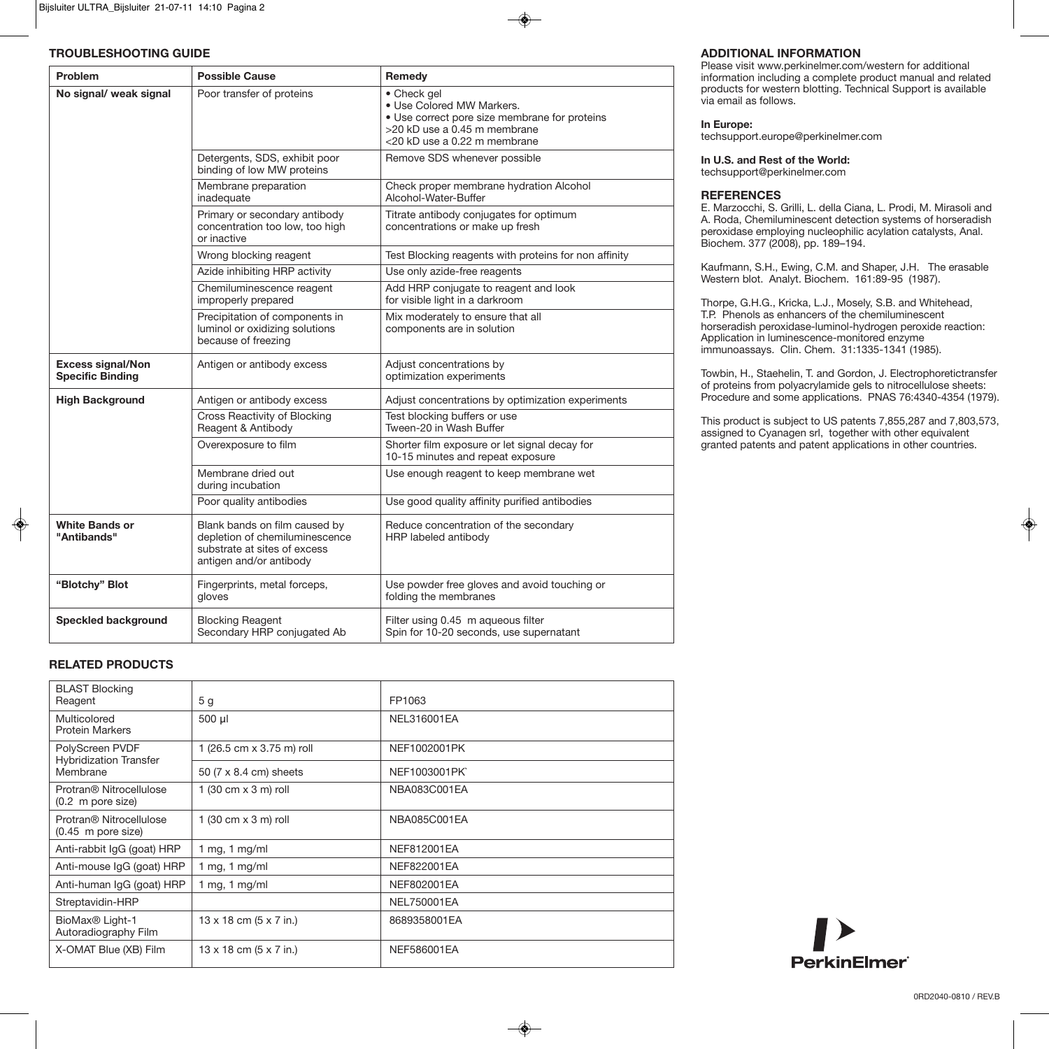## TROUBLESHOOTING GUIDE

| Problem | Possible Cause | Remedy |
|---|---|---|
| **No signal/ weak signal** | Poor transfer of proteins | • Check gel<br>• Use Colored MW Markers.<br>• Use correct pore size membrane for proteins<br>>20 kD use a 0.45 m membrane<br><20 kD use a 0.22 m membrane |
| | Detergents, SDS, exhibit poor binding of low MW proteins | Remove SDS whenever possible |
| | Membrane preparation inadequate | Check proper membrane hydration Alcohol Alcohol-Water-Buffer |
| | Primary or secondary antibody concentration too low, too high or inactive | Titrate antibody conjugates for optimum concentrations or make up fresh |
| | Wrong blocking reagent | Test Blocking reagents with proteins for non affinity |
| | Azide inhibiting HRP activity | Use only azide-free reagents |
| | Chemiluminescence reagent improperly prepared | Add HRP conjugate to reagent and look for visible light in a darkroom |
| | Precipitation of components in luminol or oxidizing solutions because of freezing | Mix moderately to ensure that all components are in solution |
| **Excess signal/Non Specific Binding** | Antigen or antibody excess | Adjust concentrations by optimization experiments |
| **High Background** | Antigen or antibody excess | Adjust concentrations by optimization experiments |
| | Cross Reactivity of Blocking Reagent & Antibody | Test blocking buffers or use Tween-20 in Wash Buffer |
| | Overexposure to film | Shorter film exposure or let signal decay for 10-15 minutes and repeat exposure |
| | Membrane dried out during incubation | Use enough reagent to keep membrane wet |
| | Poor quality antibodies | Use good quality affinity purified antibodies |
| **White Bands or "Antibands"** | Blank bands on film caused by depletion of chemiluminescence substrate at sites of excess antigen and/or antibody | Reduce concentration of the secondary HRP labeled antibody |
| **"Blotchy" Blot** | Fingerprints, metal forceps, gloves | Use powder free gloves and avoid touching or folding the membranes |
| **Speckled background** | Blocking Reagent<br>Secondary HRP conjugated Ab | Filter using 0.45 m aqueous filter<br>Spin for 10-20 seconds, use supernatant |

## RELATED PRODUCTS

| | | |
|---|---|---|
| BLAST Blocking Reagent | 5 g | FP1063 |
| Multicolored Protein Markers | 500 µl | NEL316001EA |
| PolyScreen PVDF Hybridization Transfer Membrane | 1 (26.5 cm x 3.75 m) roll | NEF1002001PK |
| | 50 (7 x 8.4 cm) sheets | NEF1003001PK` |
| Protran® Nitrocellulose (0.2 m pore size) | 1 (30 cm x 3 m) roll | NBA083C001EA |
| Protran® Nitrocellulose (0.45 m pore size) | 1 (30 cm x 3 m) roll | NBA085C001EA |
| Anti-rabbit IgG (goat) HRP | 1 mg, 1 mg/ml | NEF812001EA |
| Anti-mouse IgG (goat) HRP | 1 mg, 1 mg/ml | NEF822001EA |
| Anti-human IgG (goat) HRP | 1 mg, 1 mg/ml | NEF802001EA |
| Streptavidin-HRP | | NEL750001EA |
| BioMax® Light-1 Autoradiography Film | 13 x 18 cm (5 x 7 in.) | 8689358001EA |
| X-OMAT Blue (XB) Film | 13 x 18 cm (5 x 7 in.) | NEF586001EA |

## ADDITIONAL INFORMATION

Please visit www.perkinelmer.com/western for additional information including a complete product manual and related products for western blotting. Technical Support is available via email as follows.

**In Europe:**
techsupport.europe@perkinelmer.com

**In U.S. and Rest of the World:**
techsupport@perkinelmer.com

## REFERENCES

E. Marzocchi, S. Grilli, L. della Ciana, L. Prodi, M. Mirasoli and A. Roda, Chemiluminescent detection systems of horseradish peroxidase employing nucleophilic acylation catalysts, Anal. Biochem. 377 (2008), pp. 189–194.

Kaufmann, S.H., Ewing, C.M. and Shaper, J.H. The erasable Western blot. Analyt. Biochem. 161:89-95 (1987).

Thorpe, G.H.G., Kricka, L.J., Mosely, S.B. and Whitehead, T.P. Phenols as enhancers of the chemiluminescent horseradish peroxidase-luminol-hydrogen peroxide reaction: Application in luminescence-monitored enzyme immunoassays. Clin. Chem. 31:1335-1341 (1985).

Towbin, H., Staehelin, T. and Gordon, J. Electrophoretictransfer of proteins from polyacrylamide gels to nitrocellulose sheets: Procedure and some applications. PNAS 76:4340-4354 (1979).

This product is subject to US patents 7,855,287 and 7,803,573, assigned to Cyanagen srl, together with other equivalent granted patents and patent applications in other countries.

PerkinElmer

0RD2040-0810 / REV.B